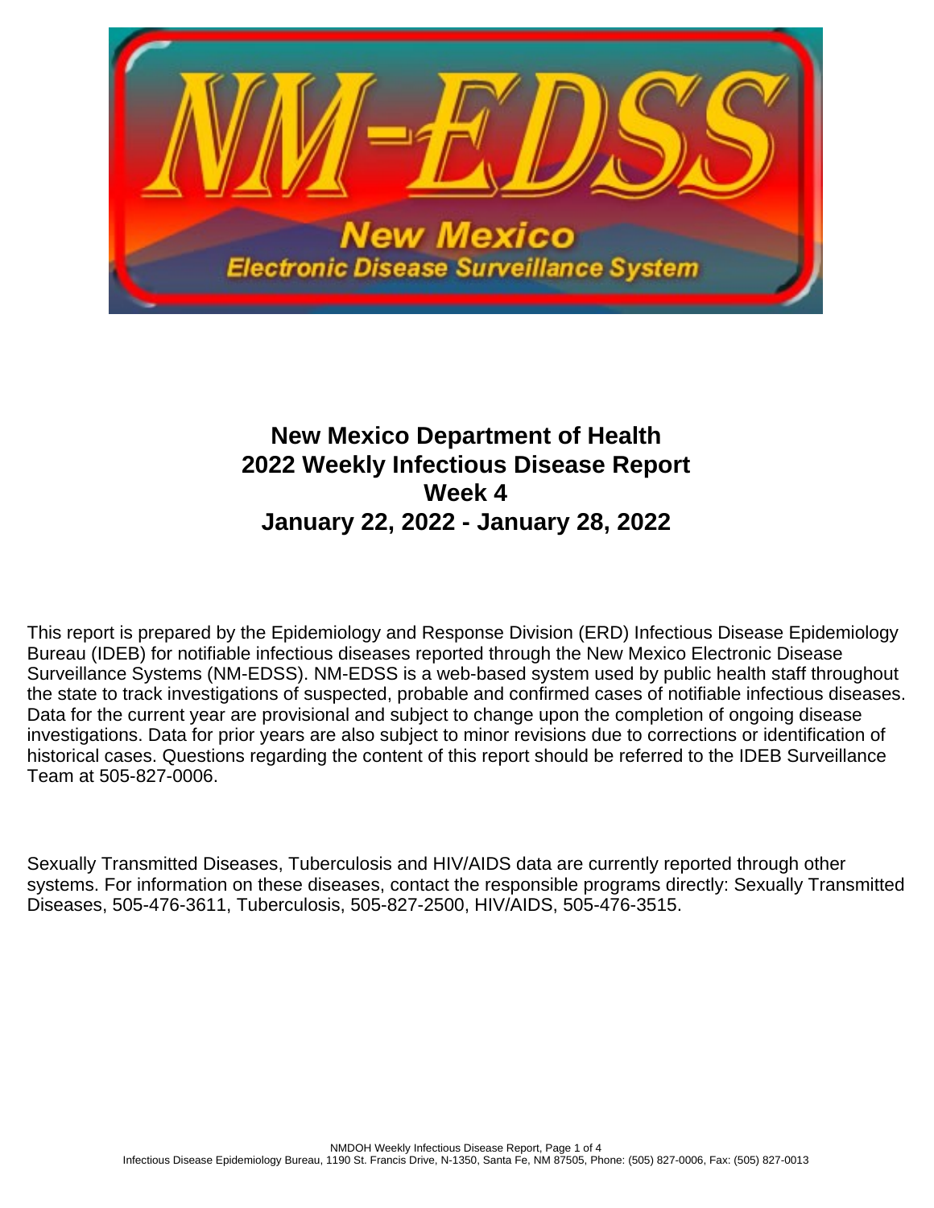# New Mexico Department of Health
# 2022 Weekly Infectious Disease Report
# Week 4
# January 22, 2022 - January 28, 2022

This report is prepared by the Epidemiology and Response Division (ERD) Infectious Disease Epidemiology Bureau (IDEB) for notifiable infectious diseases reported through the New Mexico Electronic Disease Surveillance Systems (NM-EDSS). NM-EDSS is a web-based system used by public health staff throughout the state to track investigations of suspected, probable and confirmed cases of notifiable infectious diseases. Data for the current year are provisional and subject to change upon the completion of ongoing disease investigations. Data for prior years are also subject to minor revisions due to corrections or identification of historical cases. Questions regarding the content of this report should be referred to the IDEB Surveillance Team at 505-827-0006.

Sexually Transmitted Diseases, Tuberculosis and HIV/AIDS data are currently reported through other systems. For information on these diseases, contact the responsible programs directly: Sexually Transmitted Diseases, 505-476-3611, Tuberculosis, 505-827-2500, HIV/AIDS, 505-476-3515.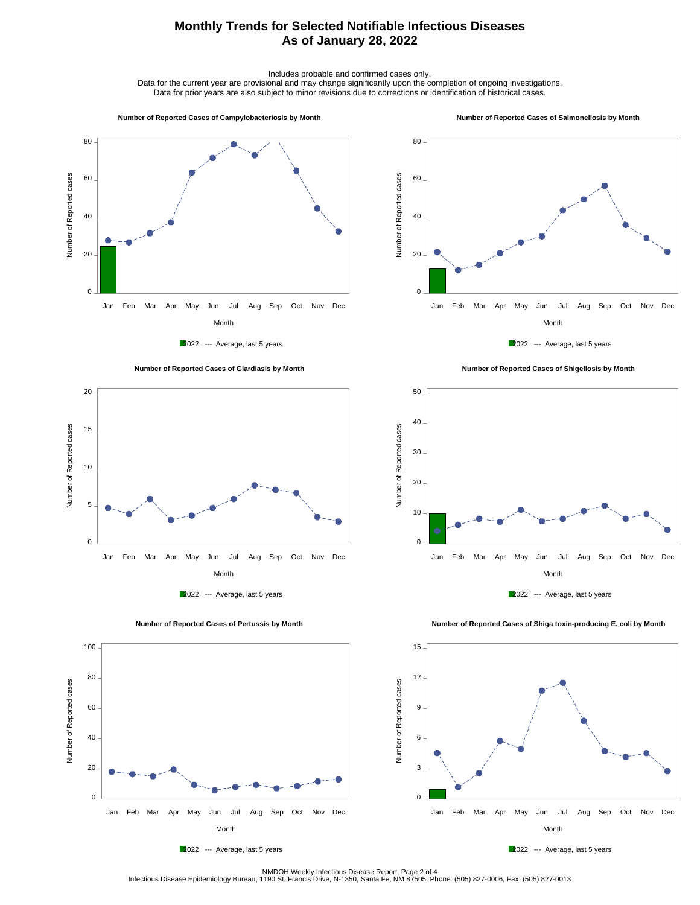# Monthly Trends for Selected Notifiable Infectious Diseases
## As of January 28, 2022

Includes probable and confirmed cases only.
Data for the current year are provisional and may change significantly upon the completion of ongoing investigations.
Data for prior years are also subject to minor revisions due to corrections or identification of historical cases.

**Number of Reported Cases of Campylobacteriosis by Month**

Number of Reported cases (0–80); Month (Jan–Dec)

2022 --- Average, last 5 years

**Number of Reported Cases of Salmonellosis by Month**

Number of Reported cases (0–80); Month (Jan–Dec)

2022 --- Average, last 5 years

**Number of Reported Cases of Giardiasis by Month**

Number of Reported cases (0–20); Month (Jan–Dec)

2022 --- Average, last 5 years

**Number of Reported Cases of Shigellosis by Month**

Number of Reported cases (0–50); Month (Jan–Dec)

2022 --- Average, last 5 years

**Number of Reported Cases of Pertussis by Month**

Number of Reported cases (0–100); Month (Jan–Dec)

2022 --- Average, last 5 years

**Number of Reported Cases of Shiga toxin-producing E. coli by Month**

Number of Reported cases (0–15); Month (Jan–Dec)

2022 --- Average, last 5 years

NMDOH Weekly Infectious Disease Report
Infectious Disease Epidemiology Bureau, 1190 St. Francis Drive, N-1350, Santa Fe, NM 87505, Phone: (505) 827-0006, Fax: (505) 827-0013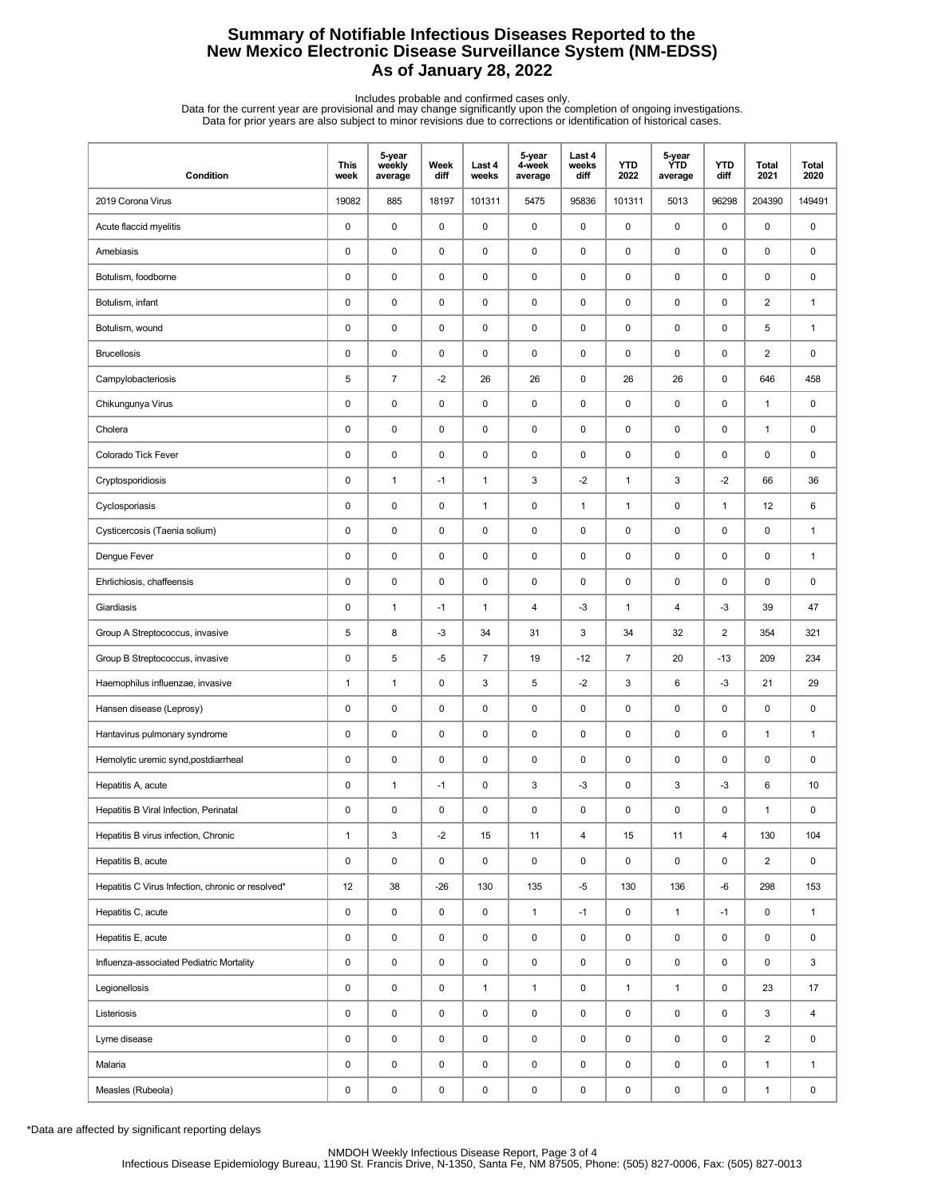# Summary of Notifiable Infectious Diseases Reported to the New Mexico Electronic Disease Surveillance System (NM-EDSS)
# As of January 28, 2022

Includes probable and confirmed cases only.
Data for the current year are provisional and may change significantly upon the completion of ongoing investigations.
Data for prior years are also subject to minor revisions due to corrections or identification of historical cases.

| Condition | This week | 5-year weekly average | Week diff | Last 4 weeks | 5-year 4-week average | Last 4 weeks diff | YTD 2022 | 5-year YTD average | YTD diff | Total 2021 | Total 2020 |
|---|---|---|---|---|---|---|---|---|---|---|---|
| 2019 Corona Virus | 19082 | 885 | 18197 | 101311 | 5475 | 95836 | 101311 | 5013 | 96298 | 204390 | 149491 |
| Acute flaccid myelitis | 0 | 0 | 0 | 0 | 0 | 0 | 0 | 0 | 0 | 0 | 0 |
| Amebiasis | 0 | 0 | 0 | 0 | 0 | 0 | 0 | 0 | 0 | 0 | 0 |
| Botulism, foodborne | 0 | 0 | 0 | 0 | 0 | 0 | 0 | 0 | 0 | 0 | 0 |
| Botulism, infant | 0 | 0 | 0 | 0 | 0 | 0 | 0 | 0 | 0 | 2 | 1 |
| Botulism, wound | 0 | 0 | 0 | 0 | 0 | 0 | 0 | 0 | 0 | 5 | 1 |
| Brucellosis | 0 | 0 | 0 | 0 | 0 | 0 | 0 | 0 | 0 | 2 | 0 |
| Campylobacteriosis | 5 | 7 | -2 | 26 | 26 | 0 | 26 | 26 | 0 | 646 | 458 |
| Chikungunya Virus | 0 | 0 | 0 | 0 | 0 | 0 | 0 | 0 | 0 | 1 | 0 |
| Cholera | 0 | 0 | 0 | 0 | 0 | 0 | 0 | 0 | 0 | 1 | 0 |
| Colorado Tick Fever | 0 | 0 | 0 | 0 | 0 | 0 | 0 | 0 | 0 | 0 | 0 |
| Cryptosporidiosis | 0 | 1 | -1 | 1 | 3 | -2 | 1 | 3 | -2 | 66 | 36 |
| Cyclosporiasis | 0 | 0 | 0 | 1 | 0 | 1 | 1 | 0 | 1 | 12 | 6 |
| Cysticercosis (Taenia solium) | 0 | 0 | 0 | 0 | 0 | 0 | 0 | 0 | 0 | 0 | 1 |
| Dengue Fever | 0 | 0 | 0 | 0 | 0 | 0 | 0 | 0 | 0 | 0 | 1 |
| Ehrlichiosis, chaffeensis | 0 | 0 | 0 | 0 | 0 | 0 | 0 | 0 | 0 | 0 | 0 |
| Giardiasis | 0 | 1 | -1 | 1 | 4 | -3 | 1 | 4 | -3 | 39 | 47 |
| Group A Streptococcus, invasive | 5 | 8 | -3 | 34 | 31 | 3 | 34 | 32 | 2 | 354 | 321 |
| Group B Streptococcus, invasive | 0 | 5 | -5 | 7 | 19 | -12 | 7 | 20 | -13 | 209 | 234 |
| Haemophilus influenzae, invasive | 1 | 1 | 0 | 3 | 5 | -2 | 3 | 6 | -3 | 21 | 29 |
| Hansen disease (Leprosy) | 0 | 0 | 0 | 0 | 0 | 0 | 0 | 0 | 0 | 0 | 0 |
| Hantavirus pulmonary syndrome | 0 | 0 | 0 | 0 | 0 | 0 | 0 | 0 | 0 | 1 | 1 |
| Hemolytic uremic synd,postdiarrheal | 0 | 0 | 0 | 0 | 0 | 0 | 0 | 0 | 0 | 0 | 0 |
| Hepatitis A, acute | 0 | 1 | -1 | 0 | 3 | -3 | 0 | 3 | -3 | 6 | 10 |
| Hepatitis B Viral Infection, Perinatal | 0 | 0 | 0 | 0 | 0 | 0 | 0 | 0 | 0 | 1 | 0 |
| Hepatitis B virus infection, Chronic | 1 | 3 | -2 | 15 | 11 | 4 | 15 | 11 | 4 | 130 | 104 |
| Hepatitis B, acute | 0 | 0 | 0 | 0 | 0 | 0 | 0 | 0 | 0 | 2 | 0 |
| Hepatitis C Virus Infection, chronic or resolved* | 12 | 38 | -26 | 130 | 135 | -5 | 130 | 136 | -6 | 298 | 153 |
| Hepatitis C, acute | 0 | 0 | 0 | 0 | 1 | -1 | 0 | 1 | -1 | 0 | 1 |
| Hepatitis E, acute | 0 | 0 | 0 | 0 | 0 | 0 | 0 | 0 | 0 | 0 | 0 |
| Influenza-associated Pediatric Mortality | 0 | 0 | 0 | 0 | 0 | 0 | 0 | 0 | 0 | 0 | 3 |
| Legionellosis | 0 | 0 | 0 | 1 | 1 | 0 | 1 | 1 | 0 | 23 | 17 |
| Listeriosis | 0 | 0 | 0 | 0 | 0 | 0 | 0 | 0 | 0 | 3 | 4 |
| Lyme disease | 0 | 0 | 0 | 0 | 0 | 0 | 0 | 0 | 0 | 2 | 0 |
| Malaria | 0 | 0 | 0 | 0 | 0 | 0 | 0 | 0 | 0 | 1 | 1 |
| Measles (Rubeola) | 0 | 0 | 0 | 0 | 0 | 0 | 0 | 0 | 0 | 1 | 0 |

*Data are affected by significant reporting delays

NMDOH Weekly Infectious Disease Report, Page 3 of 4
Infectious Disease Epidemiology Bureau, 1190 St. Francis Drive, N-1350, Santa Fe, NM 87505, Phone: (505) 827-0006, Fax: (505) 827-0013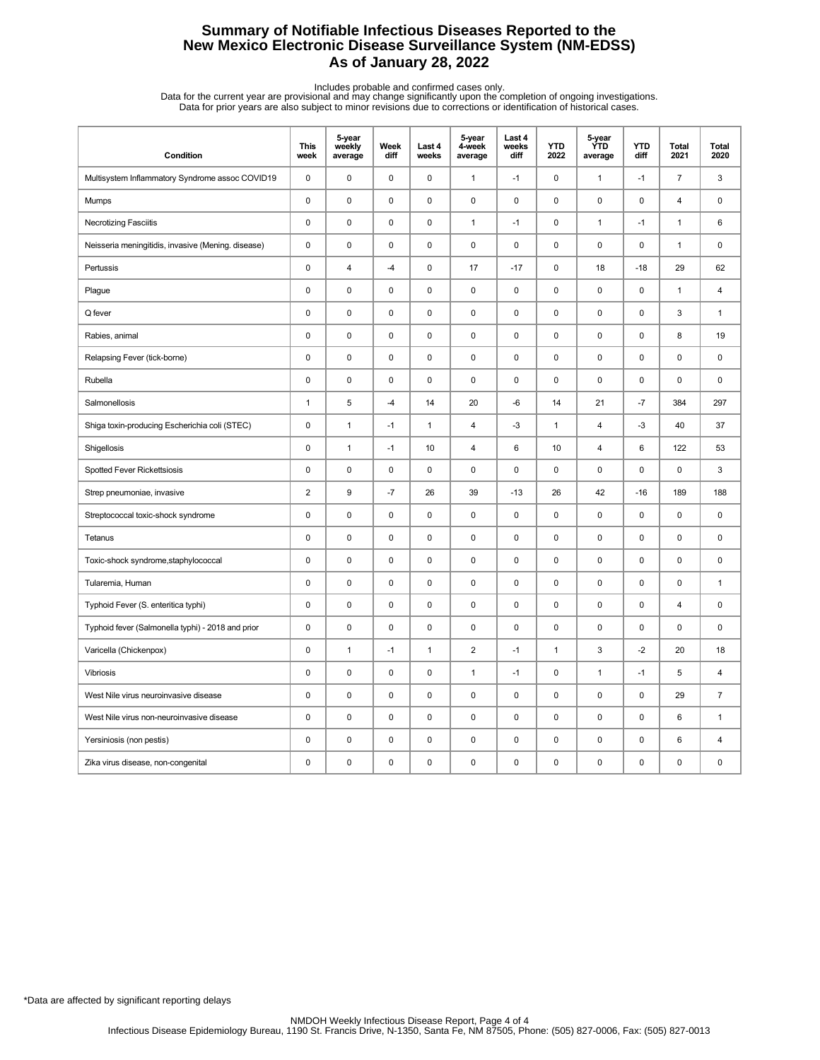# Summary of Notifiable Infectious Diseases Reported to the New Mexico Electronic Disease Surveillance System (NM-EDSS)
## As of January 28, 2022

Includes probable and confirmed cases only.
Data for the current year are provisional and may change significantly upon the completion of ongoing investigations.
Data for prior years are also subject to minor revisions due to corrections or identification of historical cases.

| Condition | This week | 5-year weekly average | Week diff | Last 4 weeks | 5-year 4-week average | Last 4 weeks diff | YTD 2022 | 5-year YTD average | YTD diff | Total 2021 | Total 2020 |
|---|---|---|---|---|---|---|---|---|---|---|---|
| Multisystem Inflammatory Syndrome assoc COVID19 | 0 | 0 | 0 | 0 | 1 | -1 | 0 | 1 | -1 | 7 | 3 |
| Mumps | 0 | 0 | 0 | 0 | 0 | 0 | 0 | 0 | 0 | 4 | 0 |
| Necrotizing Fasciitis | 0 | 0 | 0 | 0 | 1 | -1 | 0 | 1 | -1 | 1 | 6 |
| Neisseria meningitidis, invasive (Mening. disease) | 0 | 0 | 0 | 0 | 0 | 0 | 0 | 0 | 0 | 1 | 0 |
| Pertussis | 0 | 4 | -4 | 0 | 17 | -17 | 0 | 18 | -18 | 29 | 62 |
| Plague | 0 | 0 | 0 | 0 | 0 | 0 | 0 | 0 | 0 | 1 | 4 |
| Q fever | 0 | 0 | 0 | 0 | 0 | 0 | 0 | 0 | 0 | 3 | 1 |
| Rabies, animal | 0 | 0 | 0 | 0 | 0 | 0 | 0 | 0 | 0 | 8 | 19 |
| Relapsing Fever (tick-borne) | 0 | 0 | 0 | 0 | 0 | 0 | 0 | 0 | 0 | 0 | 0 |
| Rubella | 0 | 0 | 0 | 0 | 0 | 0 | 0 | 0 | 0 | 0 | 0 |
| Salmonellosis | 1 | 5 | -4 | 14 | 20 | -6 | 14 | 21 | -7 | 384 | 297 |
| Shiga toxin-producing Escherichia coli (STEC) | 0 | 1 | -1 | 1 | 4 | -3 | 1 | 4 | -3 | 40 | 37 |
| Shigellosis | 0 | 1 | -1 | 10 | 4 | 6 | 10 | 4 | 6 | 122 | 53 |
| Spotted Fever Rickettsiosis | 0 | 0 | 0 | 0 | 0 | 0 | 0 | 0 | 0 | 0 | 3 |
| Strep pneumoniae, invasive | 2 | 9 | -7 | 26 | 39 | -13 | 26 | 42 | -16 | 189 | 188 |
| Streptococcal toxic-shock syndrome | 0 | 0 | 0 | 0 | 0 | 0 | 0 | 0 | 0 | 0 | 0 |
| Tetanus | 0 | 0 | 0 | 0 | 0 | 0 | 0 | 0 | 0 | 0 | 0 |
| Toxic-shock syndrome,staphylococcal | 0 | 0 | 0 | 0 | 0 | 0 | 0 | 0 | 0 | 0 | 0 |
| Tularemia, Human | 0 | 0 | 0 | 0 | 0 | 0 | 0 | 0 | 0 | 0 | 1 |
| Typhoid Fever (S. enteritica typhi) | 0 | 0 | 0 | 0 | 0 | 0 | 0 | 0 | 0 | 4 | 0 |
| Typhoid fever (Salmonella typhi) - 2018 and prior | 0 | 0 | 0 | 0 | 0 | 0 | 0 | 0 | 0 | 0 | 0 |
| Varicella (Chickenpox) | 0 | 1 | -1 | 1 | 2 | -1 | 1 | 3 | -2 | 20 | 18 |
| Vibriosis | 0 | 0 | 0 | 0 | 1 | -1 | 0 | 1 | -1 | 5 | 4 |
| West Nile virus neuroinvasive disease | 0 | 0 | 0 | 0 | 0 | 0 | 0 | 0 | 0 | 29 | 7 |
| West Nile virus non-neuroinvasive disease | 0 | 0 | 0 | 0 | 0 | 0 | 0 | 0 | 0 | 6 | 1 |
| Yersiniosis (non pestis) | 0 | 0 | 0 | 0 | 0 | 0 | 0 | 0 | 0 | 6 | 4 |
| Zika virus disease, non-congenital | 0 | 0 | 0 | 0 | 0 | 0 | 0 | 0 | 0 | 0 | 0 |

*Data are affected by significant reporting delays

NMDOH Weekly Infectious Disease Report, Page 4 of 4
Infectious Disease Epidemiology Bureau, 1190 St. Francis Drive, N-1350, Santa Fe, NM 87505, Phone: (505) 827-0006, Fax: (505) 827-0013